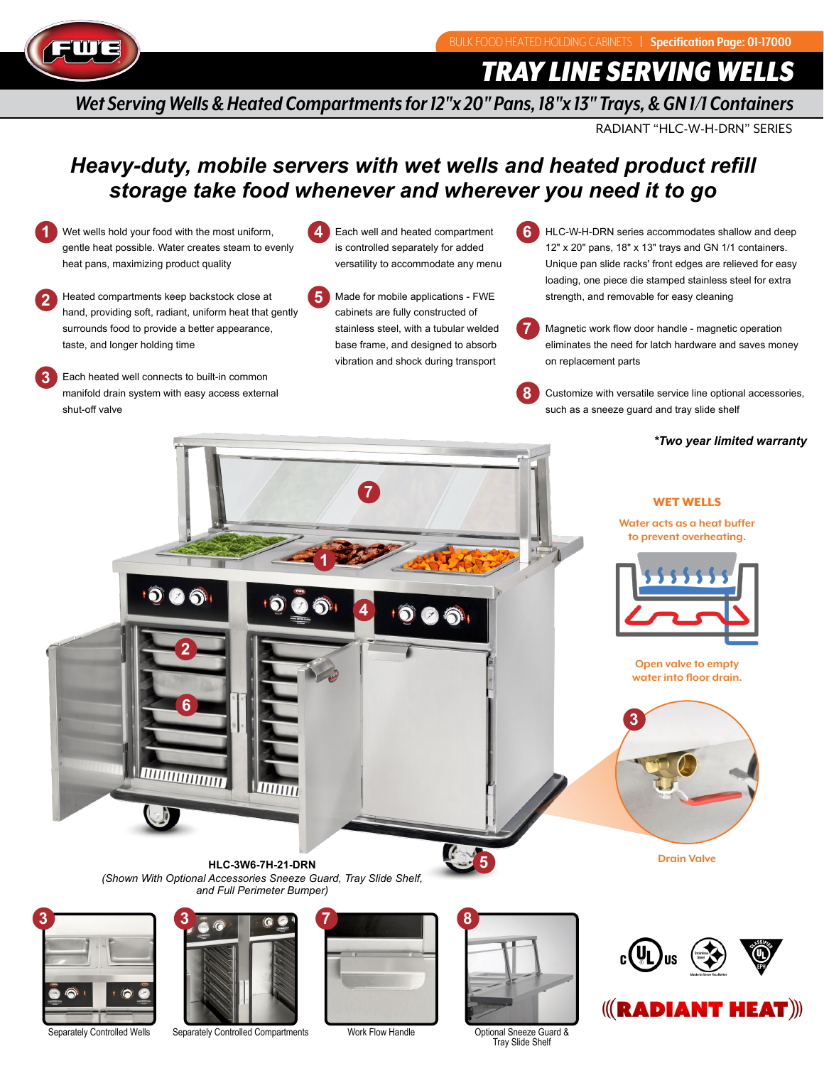BULK FOOD HEATED HOLDING CABINETS | **Specification Page: 01-17000**

# TRAY LINE SERVING WELLS

## Wet Serving Wells & Heated Compartments for 12"x 20" Pans, 18"x 13" Trays, & GN 1/1 Containers

RADIANT "HLC-W-H-DRN" SERIES

## *Heavy-duty, mobile servers with wet wells and heated product refill storage take food whenever and wherever you need it to go*

1. Wet wells hold your food with the most uniform, gentle heat possible. Water creates steam to evenly heat pans, maximizing product quality
2. Heated compartments keep backstock close at hand, providing soft, radiant, uniform heat that gently surrounds food to provide a better appearance, taste, and longer holding time
3. Each heated well connects to built-in common manifold drain system with easy access external shut-off valve
4. Each well and heated compartment is controlled separately for added versatility to accommodate any menu
5. Made for mobile applications - FWE cabinets are fully constructed of stainless steel, with a tubular welded base frame, and designed to absorb vibration and shock during transport
6. HLC-W-H-DRN series accommodates shallow and deep 12" x 20" pans, 18" x 13" trays and GN 1/1 containers. Unique pan slide racks' front edges are relieved for easy loading, one piece die stamped stainless steel for extra strength, and removable for easy cleaning
7. Magnetic work flow door handle - magnetic operation eliminates the need for latch hardware and saves money on replacement parts
8. Customize with versatile service line optional accessories, such as a sneeze guard and tray slide shelf

***Two year limited warranty**

**WET WELLS**

Water acts as a heat buffer to prevent overheating.

Open valve to empty water into floor drain.

Drain Valve

**HLC-3W6-7H-21-DRN**

*(Shown With Optional Accessories Sneeze Guard, Tray Slide Shelf, and Full Perimeter Bumper)*

Separately Controlled Wells

Separately Controlled Compartments

Work Flow Handle

Optional Sneeze Guard & Tray Slide Shelf

**RADIANT HEAT**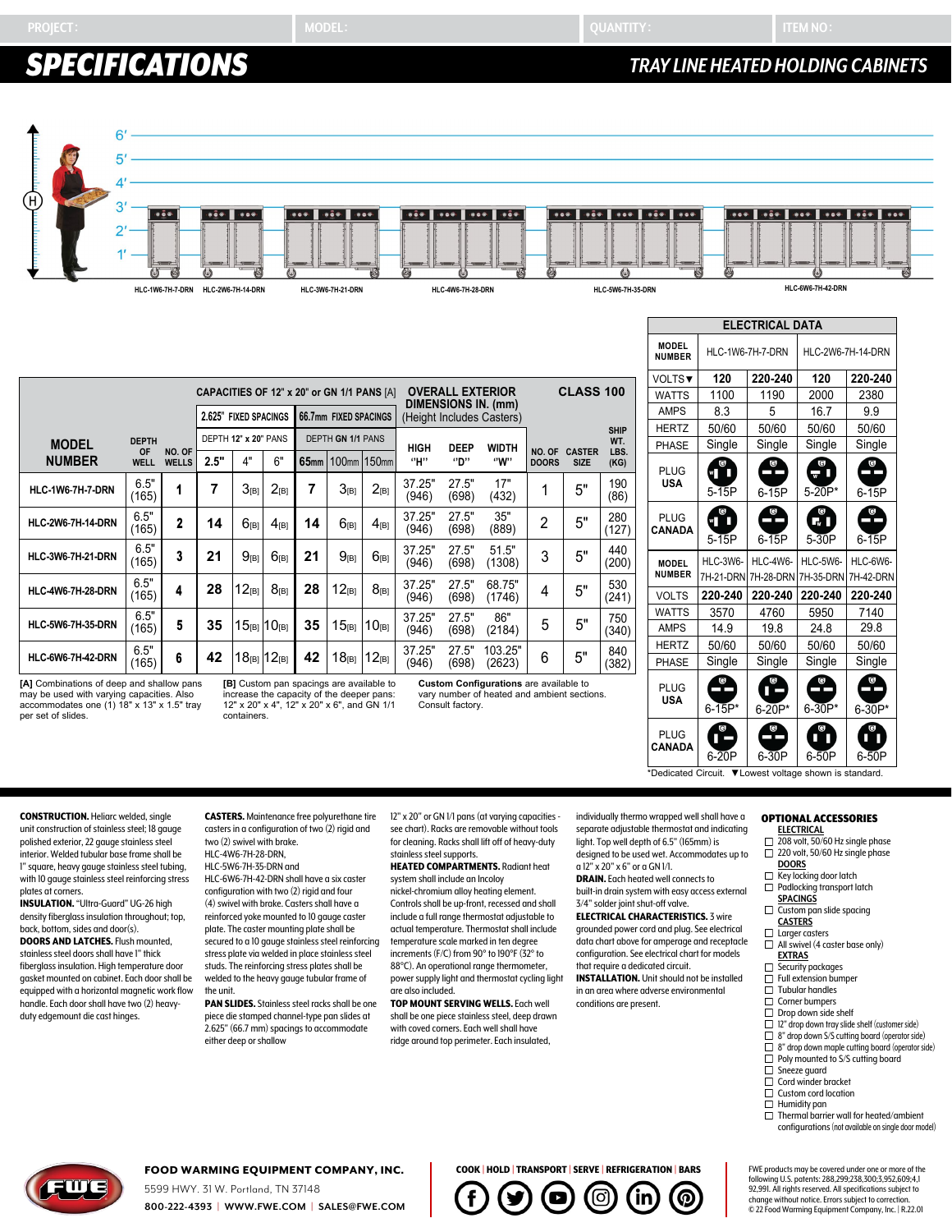PROJECT: | MODEL: | QUANTITY: | ITEM NO:

# SPECIFICATIONS

## TRAY LINE HEATED HOLDING CABINETS

6′
5′
4′
3′
2′
1′
H

HLC-1W6-7H-7-DRN HLC-2W6-7H-14-DRN HLC-3W6-7H-21-DRN HLC-4W6-7H-28-DRN HLC-5W6-7H-35-DRN HLC-6W6-7H-42-DRN

| MODEL NUMBER | DEPTH OF WELL | NO. OF WELLS | CAPACITIES OF 12" x 20" or GN 1/1 PANS [A] 2.625" FIXED SPACINGS DEPTH 12" x 20" PANS 2.5" | 4" | 6" | 66.7mm FIXED SPACINGS DEPTH GN 1/1 PANS 65mm | 100mm | 150mm | OVERALL EXTERIOR DIMENSIONS IN. (mm) (Height Includes Casters) HIGH "H" | DEEP "D" | WIDTH "W" | NO. OF DOORS | CASTER SIZE | CLASS 100 SHIP WT. LBS. (KG) |
|---|---|---|---|---|---|---|---|---|---|---|---|---|---|---|
| HLC-1W6-7H-7-DRN | 6.5" (165) | 1 | 7 | 3[B] | 2[B] | 7 | 3[B] | 2[B] | 37.25" (946) | 27.5" (698) | 17" (432) | 1 | 5" | 190 (86) |
| HLC-2W6-7H-14-DRN | 6.5" (165) | 2 | 14 | 6[B] | 4[B] | 14 | 6[B] | 4[B] | 37.25" (946) | 27.5" (698) | 35" (889) | 2 | 5" | 280 (127) |
| HLC-3W6-7H-21-DRN | 6.5" (165) | 3 | 21 | 9[B] | 6[B] | 21 | 9[B] | 6[B] | 37.25" (946) | 27.5" (698) | 51.5" (1308) | 3 | 5" | 440 (200) |
| HLC-4W6-7H-28-DRN | 6.5" (165) | 4 | 28 | 12[B] | 8[B] | 28 | 12[B] | 8[B] | 37.25" (946) | 27.5" (698) | 68.75" (1746) | 4 | 5" | 530 (241) |
| HLC-5W6-7H-35-DRN | 6.5" (165) | 5 | 35 | 15[B] | 10[B] | 35 | 15[B] | 10[B] | 37.25" (946) | 27.5" (698) | 86" (2184) | 5 | 5" | 750 (340) |
| HLC-6W6-7H-42-DRN | 6.5" (165) | 6 | 42 | 18[B] | 12[B] | 42 | 18[B] | 12[B] | 37.25" (946) | 27.5" (698) | 103.25" (2623) | 6 | 5" | 840 (382) |

**[A]** Combinations of deep and shallow pans may be used with varying capacities. Also accommodates one (1) 18" x 13" x 1.5" tray per set of slides.

**[B]** Custom pan spacings are available to increase the capacity of the deeper pans: 12" x 20" x 4", 12" x 20" x 6", and GN 1/1 containers.

**Custom Configurations** are available to vary number of heated and ambient sections. Consult factory.

### ELECTRICAL DATA

| MODEL NUMBER | HLC-1W6-7H-7-DRN | | HLC-2W6-7H-14-DRN | |
|---|---|---|---|---|
| VOLTS▼ | 120 | 220-240 | 120 | 220-240 |
| WATTS | 1100 | 1190 | 2000 | 2380 |
| AMPS | 8.3 | 5 | 16.7 | 9.9 |
| HERTZ | 50/60 | 50/60 | 50/60 | 50/60 |
| PHASE | Single | Single | Single | Single |
| PLUG USA | 5-15P | 6-15P | 5-20P* | 6-15P |
| PLUG CANADA | 5-15P | 6-15P | 5-30P | 6-15P |

| MODEL NUMBER | HLC-3W6-7H-21-DRN | HLC-4W6-7H-28-DRN | HLC-5W6-7H-35-DRN | HLC-6W6-7H-42-DRN |
|---|---|---|---|---|
| VOLTS | 220-240 | 220-240 | 220-240 | 220-240 |
| WATTS | 3570 | 4760 | 5950 | 7140 |
| AMPS | 14.9 | 19.8 | 24.8 | 29.8 |
| HERTZ | 50/60 | 50/60 | 50/60 | 50/60 |
| PHASE | Single | Single | Single | Single |
| PLUG USA | 6-15P* | 6-20P* | 6-30P* | 6-30P* |
| PLUG CANADA | 6-20P | 6-30P | 6-50P | 6-50P |

*Dedicated Circuit. ▼Lowest voltage shown is standard.

**CONSTRUCTION.** Heliarc welded, single unit construction of stainless steel; 18 gauge polished exterior, 22 gauge stainless steel interior. Welded tubular base frame shall be 1" square, heavy gauge stainless steel tubing, with 10 gauge stainless reinforcing stress plates at corners.

**INSULATION.** "Ultra-Guard" UG-26 high density fiberglass insulation throughout; top, back, bottom, sides and door(s).

**DOORS AND LATCHES.** Flush mounted, stainless steel doors shall have 1" thick fiberglass insulation. High temperature door gasket mounted on cabinet. Each door shall be equipped with a horizontal magnetic work flow handle. Each door shall have two (2) heavy-duty edgemount die cast hinges.

**CASTERS.** Maintenance free polyurethane tire casters in a configuration of two (2) rigid and two (2) swivel with brake. HLC-4W6-7H-28-DRN, HLC-5W6-7H-35-DRN and HLC-6W6-7H-42-DRN shall have a six caster configuration with two (2) rigid and four (4) swivel with brake. Casters shall have a reinforced yoke mounted to 10 gauge caster plate. The caster mounting plate shall be secured to a 10 gauge stainless steel reinforcing stress plate via welded in place stainless steel studs. The reinforcing stress plates shall be welded to the heavy gauge tubular frame of the unit.

**PAN SLIDES.** Stainless steel racks shall be one piece die stamped channel-type pan slides at 2.625" (66.7 mm) spacings to accommodate either deep or shallow 12" x 20" or GN 1/1 pans (at varying capacities - see chart). Racks are removable without tools for cleaning. Racks shall lift off of heavy-duty stainless steel supports.

**HEATED COMPARTMENTS.** Radiant heat system shall include an Incoloy nickel-chromium alloy heating element. Controls shall be up-front, recessed and shall include a full range thermostat adjustable to actual temperature. Thermostat shall include temperature scale marked in ten degree increments (F/C) from 90° to 190°F (32° to 88°C). An operational range thermometer, power supply light and thermostat cycling light are also included.

**TOP MOUNT SERVING WELLS.** Each well shall be one piece stainless steel, deep drawn with coved corners. Each well shall have ridge around top perimeter. Each insulated, individually thermo wrapped well shall have a separate adjustable thermostat and indicating light. Top well depth of 6.5" (165mm) is designed to be used wet. Accommodates up to a 12" x 20" x 6" or a GN 1/1.

**DRAIN.** Each heated well connects to built-in drain system with easy access external 3/4" solder joint shut-off valve.

**ELECTRICAL CHARACTERISTICS.** 3 wire grounded power cord and plug. See electrical data chart above for amperage and receptacle configuration. See electrical chart for models that require a dedicated circuit.

**INSTALLATION.** Unit should not be installed in an area where adverse environmental conditions are present.

### OPTIONAL ACCESSORIES

**ELECTRICAL**
- ☐ 208 volt, 50/60 Hz single phase
- ☐ 220 volt, 50/60 Hz single phase

**DOORS**
- ☐ Key locking door latch
- ☐ Padlocking transport latch

**SPACINGS**
- ☐ Custom pan slide spacing

**CASTERS**
- ☐ Larger casters
- ☐ All swivel (4 caster base only)

**EXTRAS**
- ☐ Security packages
- ☐ Full extension bumper
- ☐ Tubular handles
- ☐ Corner bumpers
- ☐ Drop down side shelf
- ☐ 12" drop down tray slide shelf (customer side)
- ☐ 8" drop down S/S cutting board (operator side)
- ☐ 8" drop down maple cutting board (operator side)
- ☐ Poly mounted to S/S cutting board
- ☐ Sneeze guard
- ☐ Cord winder bracket
- ☐ Custom cord location
- ☐ Humidity pan
- ☐ Thermal barrier wall for heated/ambient configurations (not available on single door model)

**FOOD WARMING EQUIPMENT COMPANY, INC.**
5599 HWY. 31 W. Portland, TN 37148
800-222-4393 | WWW.FWE.COM | SALES@FWE.COM

COOK | HOLD | TRANSPORT | SERVE | REFRIGERATION | BARS

FWE products may be covered under one or more of the following U.S. patents: 288,299;238,300;3,952,609;4,1 92,991. All rights reserved. All specifications subject to change without notice. Errors subject to correction. © 22 Food Warming Equipment Company, Inc. | R.22.01